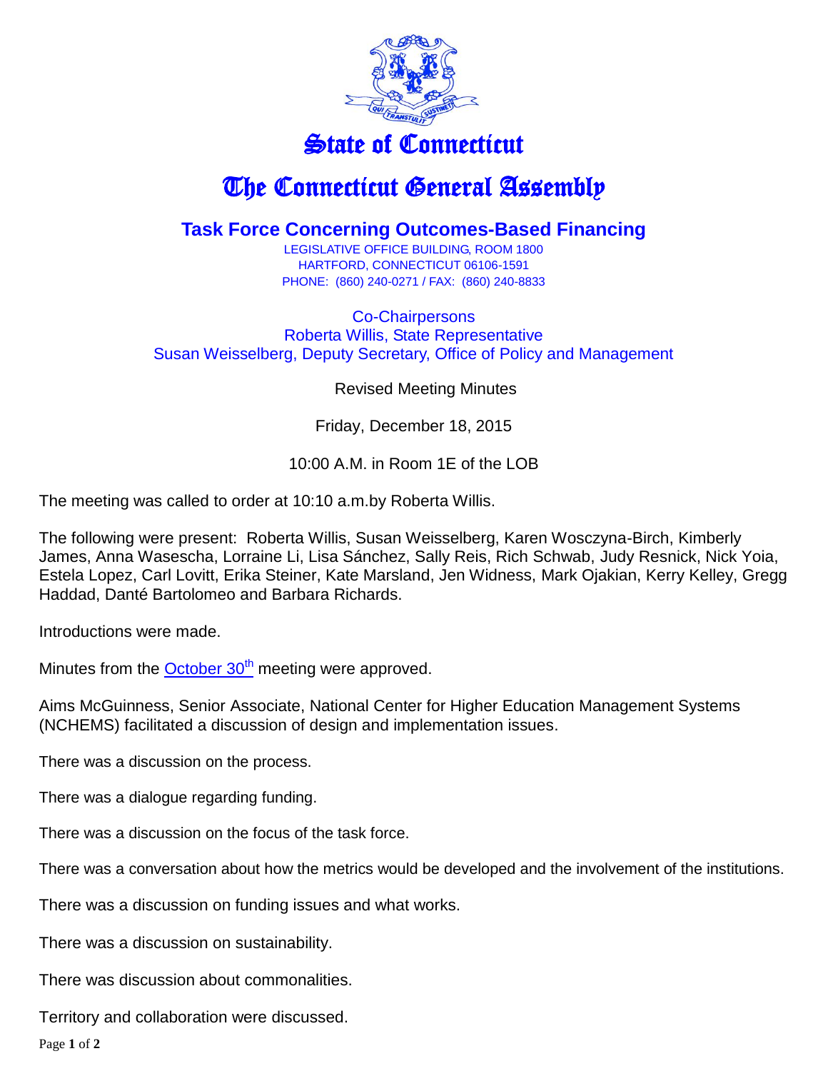# State of Connecticut

# The Connecticut General Assembly

## Task Force Concerning Outcomes-Based Financing

LEGISLATIVE OFFICE BUILDING, ROOM 1800
HARTFORD, CONNECTICUT 06106-1591
PHONE: (860) 240-0271 / FAX: (860) 240-8833

Co-Chairpersons
Roberta Willis, State Representative
Susan Weisselberg, Deputy Secretary, Office of Policy and Management

Revised Meeting Minutes

Friday, December 18, 2015

10:00 A.M. in Room 1E of the LOB

The meeting was called to order at 10:10 a.m.by Roberta Willis.

The following were present: Roberta Willis, Susan Weisselberg, Karen Wosczyna-Birch, Kimberly James, Anna Wasescha, Lorraine Li, Lisa Sánchez, Sally Reis, Rich Schwab, Judy Resnick, Nick Yoia, Estela Lopez, Carl Lovitt, Erika Steiner, Kate Marsland, Jen Widness, Mark Ojakian, Kerry Kelley, Gregg Haddad, Danté Bartolomeo and Barbara Richards.

Introductions were made.

Minutes from the October 30th meeting were approved.

Aims McGuinness, Senior Associate, National Center for Higher Education Management Systems (NCHEMS) facilitated a discussion of design and implementation issues.

There was a discussion on the process.

There was a dialogue regarding funding.

There was a discussion on the focus of the task force.

There was a conversation about how the metrics would be developed and the involvement of the institutions.

There was a discussion on funding issues and what works.

There was a discussion on sustainability.

There was discussion about commonalities.

Territory and collaboration were discussed.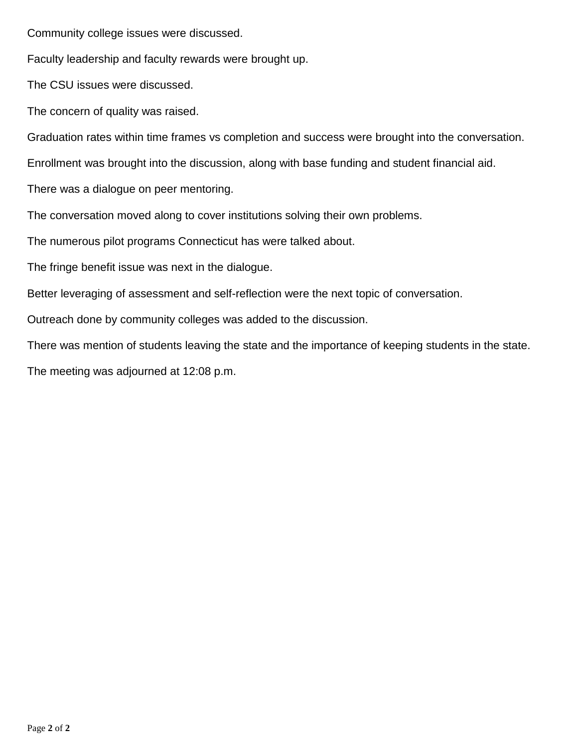Community college issues were discussed.

Faculty leadership and faculty rewards were brought up.

The CSU issues were discussed.

The concern of quality was raised.

Graduation rates within time frames vs completion and success were brought into the conversation.

Enrollment was brought into the discussion, along with base funding and student financial aid.

There was a dialogue on peer mentoring.

The conversation moved along to cover institutions solving their own problems.

The numerous pilot programs Connecticut has were talked about.

The fringe benefit issue was next in the dialogue.

Better leveraging of assessment and self-reflection were the next topic of conversation.

Outreach done by community colleges was added to the discussion.

There was mention of students leaving the state and the importance of keeping students in the state.

The meeting was adjourned at 12:08 p.m.